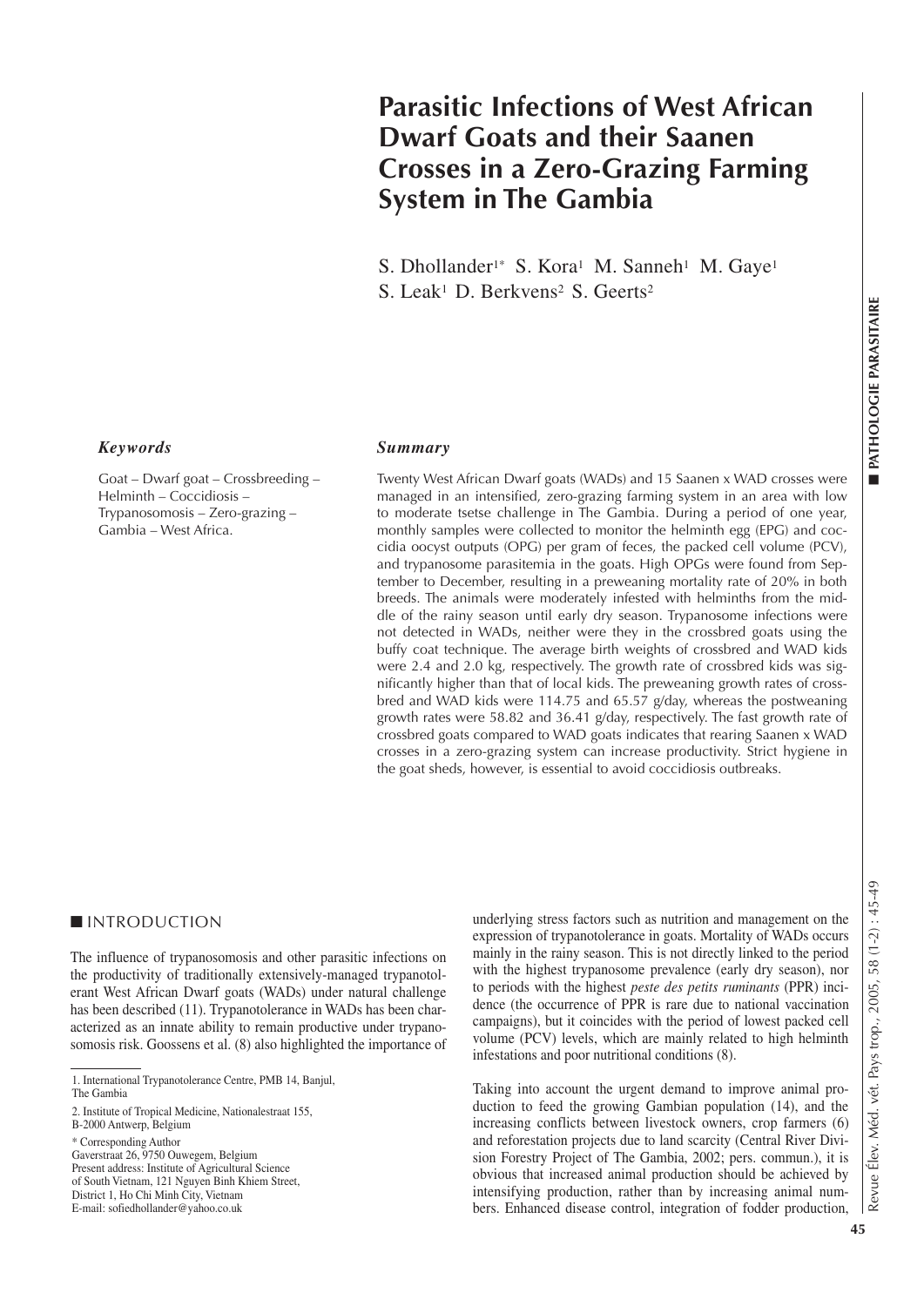# Parasitic Infections of West African Dwarf Goats and their Saanen Crosses in a Zero-Grazing Farming System in The Gambia

S. Dhollander[1*] S. Kora[1] M. Sanneh[1] M. Gaye[1] S. Leak[1] D. Berkvens[2] S. Geerts[2]

### *Keywords*

Goat – Dwarf goat – Crossbreeding – Helminth – Coccidiosis – Trypanosomosis – Zero-grazing – Gambia – West Africa.

### *Summary*

Twenty West African Dwarf goats (WADs) and 15 Saanen x WAD crosses were managed in an intensified, zero-grazing farming system in an area with low to moderate tsetse challenge in The Gambia. During a period of one year, monthly samples were collected to monitor the helminth egg (EPG) and coccidia oocyst outputs (OPG) per gram of feces, the packed cell volume (PCV), and trypanosome parasitemia in the goats. High OPGs were found from September to December, resulting in a preweaning mortality rate of 20% in both breeds. The animals were moderately infested with helminths from the middle of the rainy season until early dry season. Trypanosome infections were not detected in WADs, neither were they in the crossbred goats using the buffy coat technique. The average birth weights of crossbred and WAD kids were 2.4 and 2.0 kg, respectively. The growth rate of crossbred kids was significantly higher than that of local kids. The preweaning growth rates of crossbred and WAD kids were 114.75 and 65.57 g/day, whereas the postweaning growth rates were 58.82 and 36.41 g/day, respectively. The fast growth rate of crossbred goats compared to WAD goats indicates that rearing Saanen x WAD crosses in a zero-grazing system can increase productivity. Strict hygiene in the goat sheds, however, is essential to avoid coccidiosis outbreaks.

## ■ INTRODUCTION

The influence of trypanosomosis and other parasitic infections on the productivity of traditionally extensively-managed trypanotolerant West African Dwarf goats (WADs) under natural challenge has been described (11). Trypanotolerance in WADs has been characterized as an innate ability to remain productive under trypanosomosis risk. Goossens et al. (8) also highlighted the importance of underlying stress factors such as nutrition and management on the expression of trypanotolerance in goats. Mortality of WADs occurs mainly in the rainy season. This is not directly linked to the period with the highest trypanosome prevalence (early dry season), nor to periods with the highest *peste des petits ruminants* (PPR) incidence (the occurrence of PPR is rare due to national vaccination campaigns), but it coincides with the period of lowest packed cell volume (PCV) levels, which are mainly related to high helminth infestations and poor nutritional conditions (8).

Taking into account the urgent demand to improve animal production to feed the growing Gambian population (14), and the increasing conflicts between livestock owners, crop farmers (6) and reforestation projects due to land scarcity (Central River Division Forestry Project of The Gambia, 2002; pers. commun.), it is obvious that increased animal production should be achieved by intensifying production, rather than by increasing animal numbers. Enhanced disease control, integration of fodder production,

---

1. International Trypanotolerance Centre, PMB 14, Banjul, The Gambia

2. Institute of Tropical Medicine, Nationalestraat 155, B-2000 Antwerp, Belgium

\* Corresponding Author
Gaverstraat 26, 9750 Ouwegem, Belgium
Present address: Institute of Agricultural Science of South Vietnam, 121 Nguyen Binh Khiem Street, District 1, Ho Chi Minh City, Vietnam
E-mail: sofiedhollander@yahoo.co.uk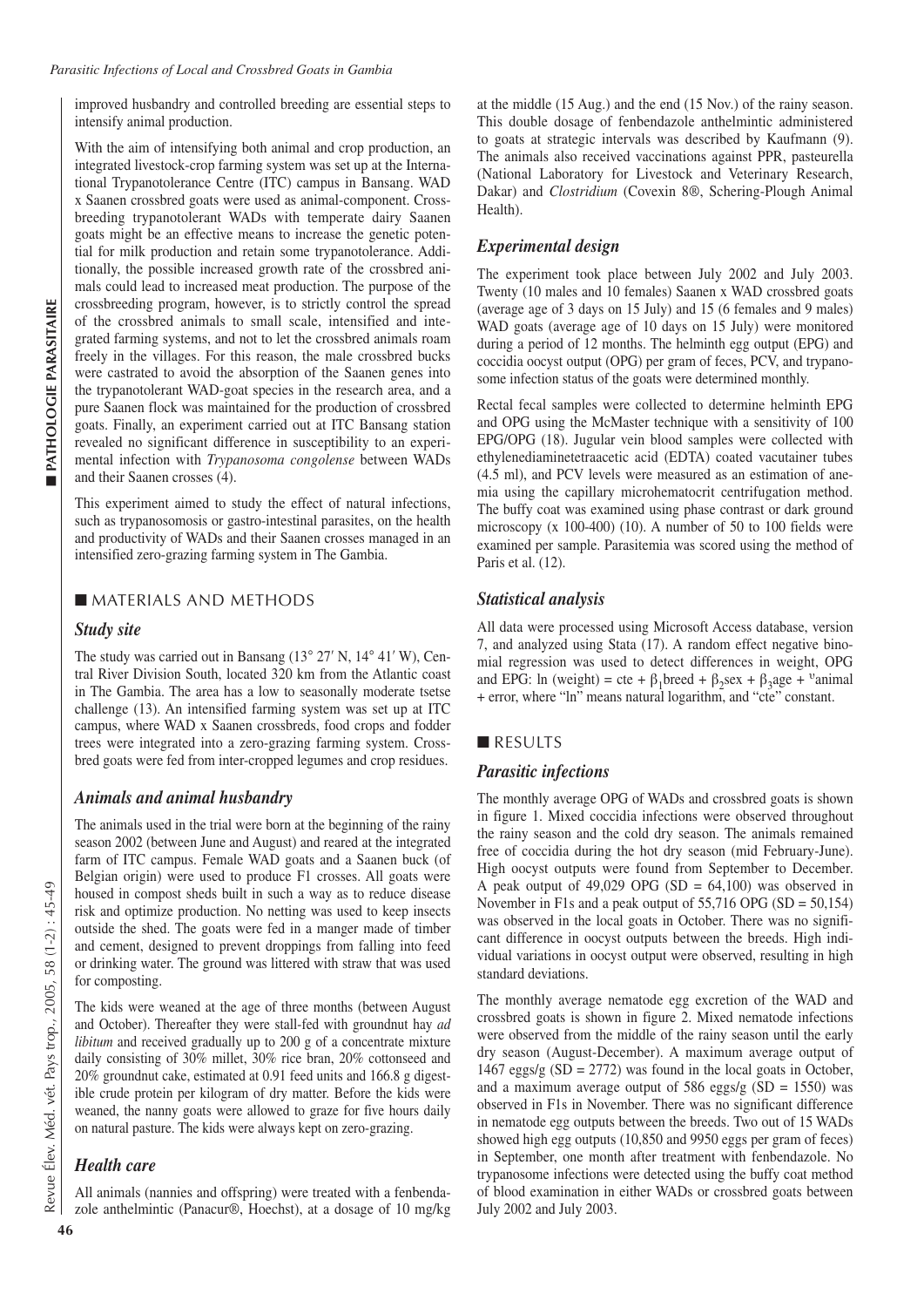improved husbandry and controlled breeding are essential steps to intensify animal production.

With the aim of intensifying both animal and crop production, an integrated livestock-crop farming system was set up at the International Trypanotolerance Centre (ITC) campus in Bansang. WAD x Saanen crossbred goats were used as animal-component. Crossbreeding trypanotolerant WADs with temperate dairy Saanen goats might be an effective means to increase the genetic potential for milk production and retain some trypanotolerance. Additionally, the possible increased growth rate of the crossbred animals could lead to increased meat production. The purpose of the crossbreeding program, however, is to strictly control the spread of the crossbred animals to small scale, intensified and integrated farming systems, and not to let the crossbred animals roam freely in the villages. For this reason, the male crossbred bucks were castrated to avoid the absorption of the Saanen genes into the trypanotolerant WAD-goat species in the research area, and a pure Saanen flock was maintained for the production of crossbred goats. Finally, an experiment carried out at ITC Bansang station revealed no significant difference in susceptibility to an experimental infection with *Trypanosoma congolense* between WADs and their Saanen crosses (4).

This experiment aimed to study the effect of natural infections, such as trypanosomosis or gastro-intestinal parasites, on the health and productivity of WADs and their Saanen crosses managed in an intensified zero-grazing farming system in The Gambia.

## MATERIALS AND METHODS

### *Study site*

The study was carried out in Bansang (13° 27′ N, 14° 41′ W), Central River Division South, located 320 km from the Atlantic coast in The Gambia. The area has a low to seasonally moderate tsetse challenge (13). An intensified farming system was set up at ITC campus, where WAD x Saanen crossbreds, food crops and fodder trees were integrated into a zero-grazing farming system. Crossbred goats were fed from inter-cropped legumes and crop residues.

### *Animals and animal husbandry*

The animals used in the trial were born at the beginning of the rainy season 2002 (between June and August) and reared at the integrated farm of ITC campus. Female WAD goats and a Saanen buck (of Belgian origin) were used to produce F1 crosses. All goats were housed in compost sheds built in such a way as to reduce disease risk and optimize production. No netting was used to keep insects outside the shed. The goats were fed in a manger made of timber and cement, designed to prevent droppings from falling into feed or drinking water. The ground was littered with straw that was used for composting.

The kids were weaned at the age of three months (between August and October). Thereafter they were stall-fed with groundnut hay *ad libitum* and received gradually up to 200 g of a concentrate mixture daily consisting of 30% millet, 30% rice bran, 20% cottonseed and 20% groundnut cake, estimated at 0.91 feed units and 166.8 g digestible crude protein per kilogram of dry matter. Before the kids were weaned, the nanny goats were allowed to graze for five hours daily on natural pasture. The kids were always kept on zero-grazing.

### *Health care*

All animals (nannies and offspring) were treated with a fenbendazole anthelmintic (Panacur®, Hoechst), at a dosage of 10 mg/kg at the middle (15 Aug.) and the end (15 Nov.) of the rainy season. This double dosage of fenbendazole anthelmintic administered to goats at strategic intervals was described by Kaufmann (9). The animals also received vaccinations against PPR, pasteurella (National Laboratory for Livestock and Veterinary Research, Dakar) and *Clostridium* (Covexin 8®, Schering-Plough Animal Health).

### *Experimental design*

The experiment took place between July 2002 and July 2003. Twenty (10 males and 10 females) Saanen x WAD crossbred goats (average age of 3 days on 15 July) and 15 (6 females and 9 males) WAD goats (average age of 10 days on 15 July) were monitored during a period of 12 months. The helminth egg output (EPG) and coccidia oocyst output (OPG) per gram of feces, PCV, and trypanosome infection status of the goats were determined monthly.

Rectal fecal samples were collected to determine helminth EPG and OPG using the McMaster technique with a sensitivity of 100 EPG/OPG (18). Jugular vein blood samples were collected with ethylenediaminetetraacetic acid (EDTA) coated vacutainer tubes (4.5 ml), and PCV levels were measured as an estimation of anemia using the capillary microhematocrit centrifugation method. The buffy coat was examined using phase contrast or dark ground microscopy (x 100-400) (10). A number of 50 to 100 fields were examined per sample. Parasitemia was scored using the method of Paris et al. (12).

### *Statistical analysis*

All data were processed using Microsoft Access database, version 7, and analyzed using Stata (17). A random effect negative binomial regression was used to detect differences in weight, OPG and EPG: ln (weight) = cte + $\beta_1$breed + $\beta_2$sex + $\beta_3$age + $^{\upsilon}$animal + error, where "ln" means natural logarithm, and "cte" constant.

## RESULTS

### *Parasitic infections*

The monthly average OPG of WADs and crossbred goats is shown in figure 1. Mixed coccidia infections were observed throughout the rainy season and the cold dry season. The animals remained free of coccidia during the hot dry season (mid February-June). High oocyst outputs were found from September to December. A peak output of 49,029 OPG (SD = 64,100) was observed in November in F1s and a peak output of 55,716 OPG (SD = 50,154) was observed in the local goats in October. There was no significant difference in oocyst outputs between the breeds. High individual variations in oocyst output were observed, resulting in high standard deviations.

The monthly average nematode egg excretion of the WAD and crossbred goats is shown in figure 2. Mixed nematode infections were observed from the middle of the rainy season until the early dry season (August-December). A maximum average output of 1467 eggs/g (SD = 2772) was found in the local goats in October, and a maximum average output of 586 eggs/g (SD = 1550) was observed in F1s in November. There was no significant difference in nematode egg outputs between the breeds. Two out of 15 WADs showed high egg outputs (10,850 and 9950 eggs per gram of feces) in September, one month after treatment with fenbendazole. No trypanosome infections were detected using the buffy coat method of blood examination in either WADs or crossbred goats between July 2002 and July 2003.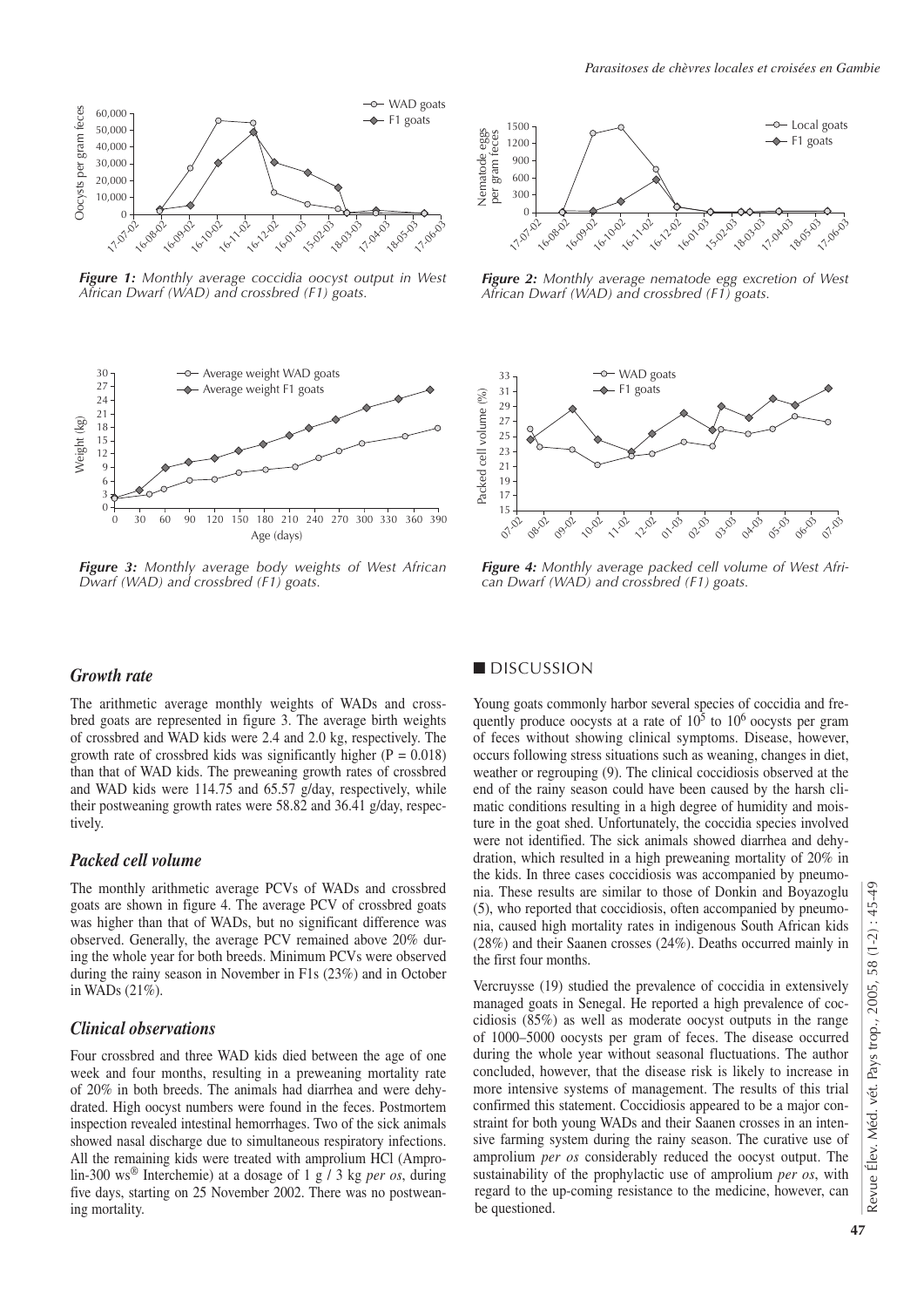60,000
50,000
40,000
30,000
20,000
10,000
0

Oocysts per gram feces

WAD goats
F1 goats

17-07-02 16-08-02 16-09-02 16-10-02 16-11-02 16-12-02 16-01-03 15-02-03 18-03-03 17-04-03 18-05-03 17-06-03

*Figure 1: Monthly average coccidia oocyst output in West African Dwarf (WAD) and crossbred (F1) goats.*

1500
1200
900
600
300
0

Nematode eggs per gram feces

Local goats
F1 goats

17-07-02 16-08-02 16-09-02 16-10-02 16-11-02 16-12-02 16-01-03 15-02-03 18-03-03 17-04-03 18-05-03 17-06-03

*Figure 2: Monthly average nematode egg excretion of West African Dwarf (WAD) and crossbred (F1) goats.*

30
27
24
21
18
15
12
9
6
3
0

Weight (kg)

Average weight WAD goats
Average weight F1 goats

0 30 60 90 120 150 180 210 240 270 300 330 360 390

Age (days)

*Figure 3: Monthly average body weights of West African Dwarf (WAD) and crossbred (F1) goats.*

33
31
29
27
25
23
21
19
17
15

Packed cell volume (%)

WAD goats
F1 goats

07-02 08-02 09-02 10-02 11-02 12-02 01-03 02-03 03-03 04-03 05-03 06-03 07-03

*Figure 4: Monthly average packed cell volume of West African Dwarf (WAD) and crossbred (F1) goats.*

### *Growth rate*

The arithmetic average monthly weights of WADs and crossbred goats are represented in figure 3. The average birth weights of crossbred and WAD kids were 2.4 and 2.0 kg, respectively. The growth rate of crossbred kids was significantly higher ($P = 0.018$) than that of WAD kids. The preweaning growth rates of crossbred and WAD kids were 114.75 and 65.57 g/day, respectively, while their postweaning growth rates were 58.82 and 36.41 g/day, respectively.

### *Packed cell volume*

The monthly arithmetic average PCVs of WADs and crossbred goats are shown in figure 4. The average PCV of crossbred goats was higher than that of WADs, but no significant difference was observed. Generally, the average PCV remained above 20% during the whole year for both breeds. Minimum PCVs were observed during the rainy season in November in F1s (23%) and in October in WADs (21%).

### *Clinical observations*

Four crossbred and three WAD kids died between the age of one week and four months, resulting in a preweaning mortality rate of 20% in both breeds. The animals had diarrhea and were dehydrated. High oocyst numbers were found in the feces. Postmortem inspection revealed intestinal hemorrhages. Two of the sick animals showed nasal discharge due to simultaneous respiratory infections. All the remaining kids were treated with amprolium HCl (Amprolin-300 ws® Interchemie) at a dosage of 1 g / 3 kg *per os*, during five days, starting on 25 November 2002. There was no postweaning mortality.

## DISCUSSION

Young goats commonly harbor several species of coccidia and frequently produce oocysts at a rate of $10^5$ to $10^6$ oocysts per gram of feces without showing clinical symptoms. Disease, however, occurs following stress situations such as weaning, changes in diet, weather or regrouping (9). The clinical coccidiosis observed at the end of the rainy season could have been caused by the harsh climatic conditions resulting in a high degree of humidity and moisture in the goat shed. Unfortunately, the coccidia species involved were not identified. The sick animals showed diarrhea and dehydration, which resulted in a high preweaning mortality of 20% in the kids. In three cases coccidiosis was accompanied by pneumonia. These results are similar to those of Donkin and Boyazoglu (5), who reported that coccidiosis, often accompanied by pneumonia, caused high mortality rates in indigenous South African kids (28%) and their Saanen crosses (24%). Deaths occurred mainly in the first four months.

Vercruysse (19) studied the prevalence of coccidia in extensively managed goats in Senegal. He reported a high prevalence of coccidiosis (85%) as well as moderate oocyst outputs in the range of 1000–5000 oocysts per gram of feces. The disease occurred during the whole year without seasonal fluctuations. The author concluded, however, that the disease risk is likely to increase in more intensive systems of management. The results of this trial confirmed this statement. Coccidiosis appeared to be a major constraint for both young WADs and their Saanen crosses in an intensive farming system during the rainy season. The curative use of amprolium *per os* considerably reduced the oocyst output. The sustainability of the prophylactic use of amprolium *per os*, with regard to the up-coming resistance to the medicine, however, can be questioned.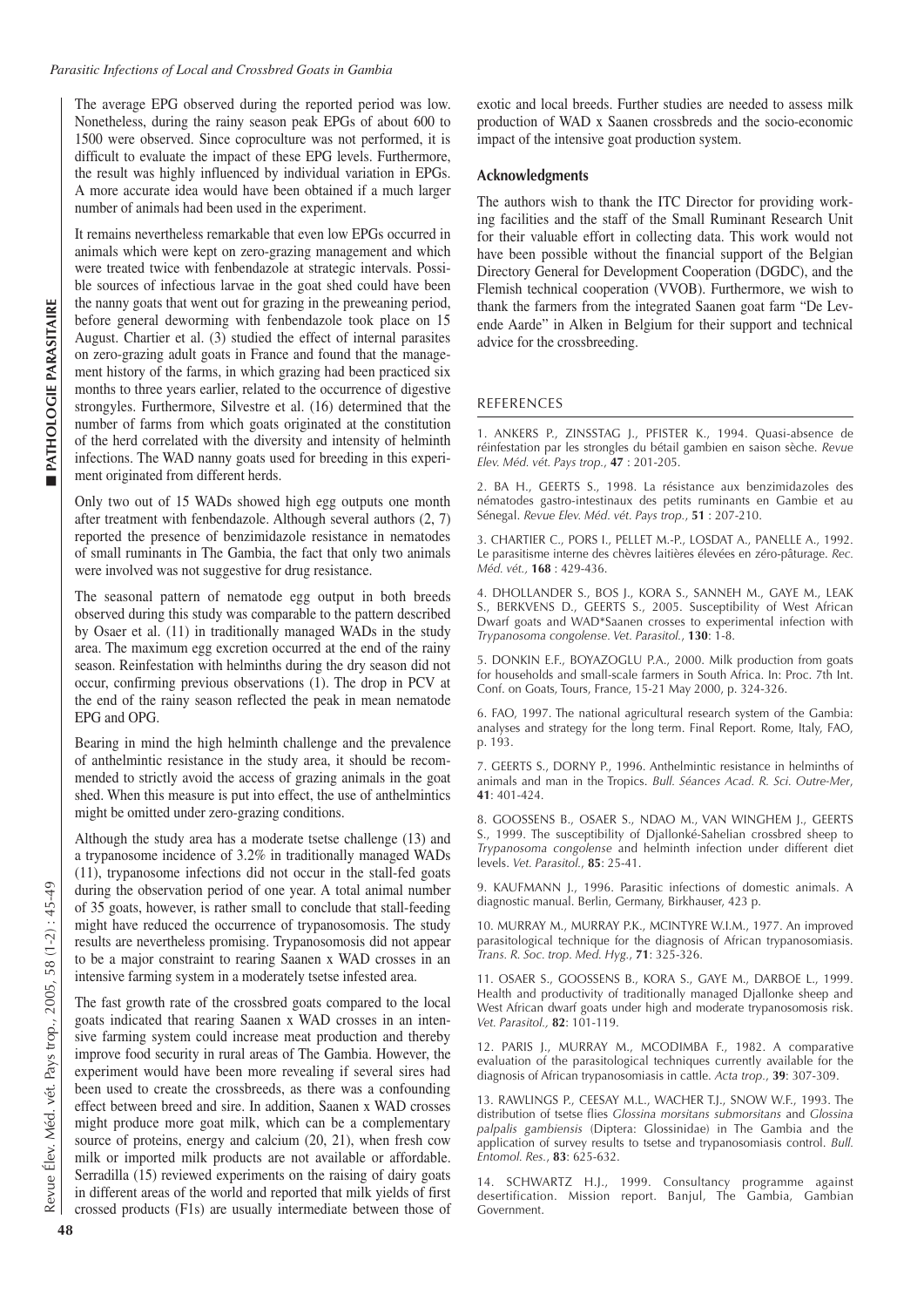The average EPG observed during the reported period was low. Nonetheless, during the rainy season peak EPGs of about 600 to 1500 were observed. Since coproculture was not performed, it is difficult to evaluate the impact of these EPG levels. Furthermore, the result was highly influenced by individual variation in EPGs. A more accurate idea would have been obtained if a much larger number of animals had been used in the experiment.

It remains nevertheless remarkable that even low EPGs occurred in animals which were kept on zero-grazing management and which were treated twice with fenbendazole at strategic intervals. Possible sources of infectious larvae in the goat shed could have been the nanny goats that went out for grazing in the preweaning period, before general deworming with fenbendazole took place on 15 August. Chartier et al. (3) studied the effect of internal parasites on zero-grazing adult goats in France and found that the management history of the farms, in which grazing had been practiced six months to three years earlier, related to the occurrence of digestive strongyles. Furthermore, Silvestre et al. (16) determined that the number of farms from which goats originated at the constitution of the herd correlated with the diversity and intensity of helminth infections. The WAD nanny goats used for breeding in this experiment originated from different herds.

Only two out of 15 WADs showed high egg outputs one month after treatment with fenbendazole. Although several authors (2, 7) reported the presence of benzimidazole resistance in nematodes of small ruminants in The Gambia, the fact that only two animals were involved was not suggestive for drug resistance.

The seasonal pattern of nematode egg output in both breeds observed during this study was comparable to the pattern described by Osaer et al. (11) in traditionally managed WADs in the study area. The maximum egg excretion occurred at the end of the rainy season. Reinfestation with helminths during the dry season did not occur, confirming previous observations (1). The drop in PCV at the end of the rainy season reflected the peak in mean nematode EPG and OPG.

Bearing in mind the high helminth challenge and the prevalence of anthelmintic resistance in the study area, it should be recommended to strictly avoid the access of grazing animals in the goat shed. When this measure is put into effect, the use of anthelmintics might be omitted under zero-grazing conditions.

Although the study area has a moderate tsetse challenge (13) and a trypanosome incidence of 3.2% in traditionally managed WADs (11), trypanosome infections did not occur in the stall-fed goats during the observation period of one year. A total animal number of 35 goats, however, is rather small to conclude that stall-feeding might have reduced the occurrence of trypanosomosis. The study results are nevertheless promising. Trypanosomosis did not appear to be a major constraint to rearing Saanen x WAD crosses in an intensive farming system in a moderately tsetse infested area.

The fast growth rate of the crossbred goats compared to the local goats indicated that rearing Saanen x WAD crosses in an intensive farming system could increase meat production and thereby improve food security in rural areas of The Gambia. However, the experiment would have been more revealing if several sires had been used to create the crossbreeds, as there was a confounding effect between breed and sire. In addition, Saanen x WAD crosses might produce more goat milk, which can be a complementary source of proteins, energy and calcium (20, 21), when fresh cow milk or imported milk products are not available or affordable. Serradilla (15) reviewed experiments on the raising of dairy goats in different areas of the world and reported that milk yields of first crossed products (F1s) are usually intermediate between those of exotic and local breeds. Further studies are needed to assess milk production of WAD x Saanen crossbreds and the socio-economic impact of the intensive goat production system.

## Acknowledgments

The authors wish to thank the ITC Director for providing working facilities and the staff of the Small Ruminant Research Unit for their valuable effort in collecting data. This work would not have been possible without the financial support of the Belgian Directory General for Development Cooperation (DGDC), and the Flemish technical cooperation (VVOB). Furthermore, we wish to thank the farmers from the integrated Saanen goat farm "De Levende Aarde" in Alken in Belgium for their support and technical advice for the crossbreeding.

## REFERENCES

1. ANKERS P., ZINSSTAG J., PFISTER K., 1994. Quasi-absence de réinfestation par les strongles du bétail gambien en saison sèche. *Revue Elev. Méd. vét. Pays trop.*, **47** : 201-205.

2. BA H., GEERTS S., 1998. La résistance aux benzimidazoles des nématodes gastro-intestinaux des petits ruminants en Gambie et au Sénegal. *Revue Elev. Méd. vét. Pays trop.*, **51** : 207-210.

3. CHARTIER C., PORS I., PELLET M.-P., LOSDAT A., PANELLE A., 1992. Le parasitisme interne des chèvres laitières élevées en zéro-pâturage. *Rec. Méd. vét.*, **168** : 429-436.

4. DHOLLANDER S., BOS J., KORA S., SANNEH M., GAYE M., LEAK S., BERKVENS D., GEERTS S., 2005. Susceptibility of West African Dwarf goats and WAD*Saanen crosses to experimental infection with *Trypanosoma congolense*. *Vet. Parasitol.*, **130**: 1-8.

5. DONKIN E.F., BOYAZOGLU P.A., 2000. Milk production from goats for households and small-scale farmers in South Africa. In: Proc. 7th Int. Conf. on Goats, Tours, France, 15-21 May 2000, p. 324-326.

6. FAO, 1997. The national agricultural research system of the Gambia: analyses and strategy for the long term. Final Report. Rome, Italy, FAO, p. 193.

7. GEERTS S., DORNY P., 1996. Anthelmintic resistance in helminths of animals and man in the Tropics. *Bull. Séances Acad. R. Sci. Outre-Mer*, **41**: 401-424.

8. GOOSSENS B., OSAER S., NDAO M., VAN WINGHEM J., GEERTS S., 1999. The susceptibility of Djallonké-Sahelian crossbred sheep to *Trypanosoma congolense* and helminth infection under different diet levels. *Vet. Parasitol.*, **85**: 25-41.

9. KAUFMANN J., 1996. Parasitic infections of domestic animals. A diagnostic manual. Berlin, Germany, Birkhauser, 423 p.

10. MURRAY M., MURRAY P.K., MCINTYRE W.I.M., 1977. An improved parasitological technique for the diagnosis of African trypanosomiasis. *Trans. R. Soc. trop. Med. Hyg.*, **71**: 325-326.

11. OSAER S., GOOSSENS B., KORA S., GAYE M., DARBOE L., 1999. Health and productivity of traditionally managed Djallonke sheep and West African dwarf goats under high and moderate trypanosomosis risk. *Vet. Parasitol.*, **82**: 101-119.

12. PARIS J., MURRAY M., MCODIMBA F., 1982. A comparative evaluation of the parasitological techniques currently available for the diagnosis of African trypanosomiasis in cattle. *Acta trop.*, **39**: 307-309.

13. RAWLINGS P., CEESAY M.L., WACHER T.J., SNOW W.F., 1993. The distribution of tsetse flies *Glossina morsitans submorsitans* and *Glossina palpalis gambiensis* (Diptera: Glossinidae) in The Gambia and the application of survey results to tsetse and trypanosomiasis control. *Bull. Entomol. Res.*, **83**: 625-632.

14. SCHWARTZ H.J., 1999. Consultancy programme against desertification. Mission report. Banjul, The Gambia, Gambian Government.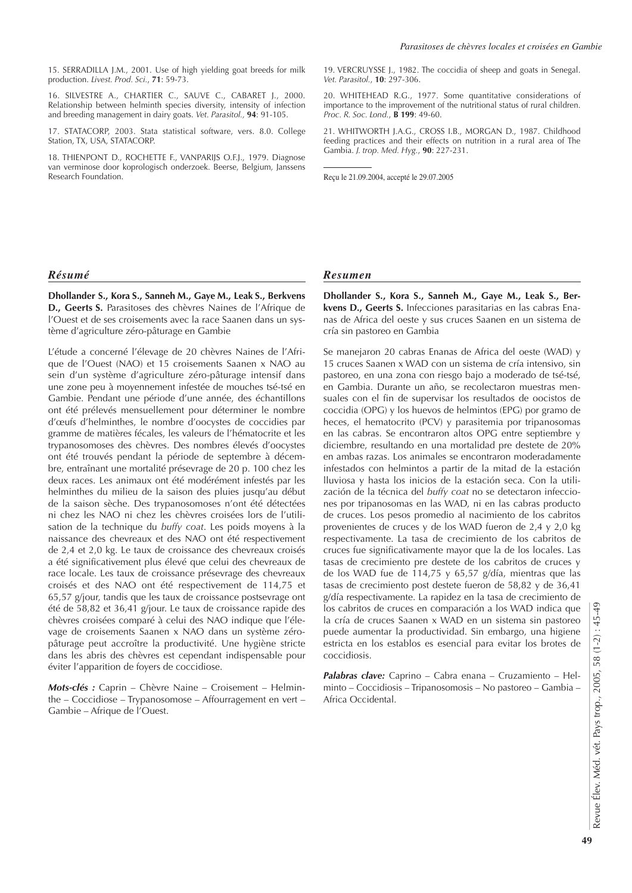15. SERRADILLA J.M., 2001. Use of high yielding goat breeds for milk production. *Livest. Prod. Sci.*, **71**: 59-73.

16. SILVESTRE A., CHARTIER C., SAUVE C., CABARET J., 2000. Relationship between helminth species diversity, intensity of infection and breeding management in dairy goats. *Vet. Parasitol.*, **94**: 91-105.

17. STATACORP, 2003. Stata statistical software, vers. 8.0. College Station, TX, USA, STATACORP.

18. THIENPONT D., ROCHETTE F., VANPARIJS O.F.J., 1979. Diagnose van verminose door koprologisch onderzoek. Beerse, Belgium, Janssens Research Foundation.

19. VERCRUYSSE J., 1982. The coccidia of sheep and goats in Senegal. *Vet. Parasitol.*, **10**: 297-306.

20. WHITEHEAD R.G., 1977. Some quantitative considerations of importance to the improvement of the nutritional status of rural children. *Proc. R. Soc. Lond.*, **B 199**: 49-60.

21. WHITWORTH J.A.G., CROSS I.B., MORGAN D., 1987. Childhood feeding practices and their effects on nutrition in a rural area of The Gambia. *J. trop. Med. Hyg.*, **90**: 227-231.

Reçu le 21.09.2004, accepté le 29.07.2005

## *Résumé*

**Dhollander S., Kora S., Sanneh M., Gaye M., Leak S., Berkvens D., Geerts S.** Parasitoses des chèvres Naines de l'Afrique de l'Ouest et de ses croisements avec la race Saanen dans un système d'agriculture zéro-pâturage en Gambie

L'étude a concerné l'élevage de 20 chèvres Naines de l'Afrique de l'Ouest (NAO) et 15 croisements Saanen x NAO au sein d'un système d'agriculture zéro-pâturage intensif dans une zone peu à moyennement infestée de mouches tsé-tsé en Gambie. Pendant une période d'une année, des échantillons ont été prélevés mensuellement pour déterminer le nombre d'œufs d'helminthes, le nombre d'oocystes de coccidies par gramme de matières fécales, les valeurs de l'hématocrite et les trypanosomoses des chèvres. Des nombres élevés d'oocystes ont été trouvés pendant la période de septembre à décembre, entraînant une mortalité présevrage de 20 p. 100 chez les deux races. Les animaux ont été modérément infestés par les helminthes du milieu de la saison des pluies jusqu'au début de la saison sèche. Des trypanosomoses n'ont été détectées ni chez les NAO ni chez les chèvres croisées lors de l'utilisation de la technique du *buffy coat*. Les poids moyens à la naissance des chevreaux et des NAO ont été respectivement de 2,4 et 2,0 kg. Le taux de croissance des chevreaux croisés a été significativement plus élevé que celui des chevreaux de race locale. Les taux de croissance présevrage des chevreaux croisés et des NAO ont été respectivement de 114,75 et 65,57 g/jour, tandis que les taux de croissance postsevrage ont été de 58,82 et 36,41 g/jour. Le taux de croissance rapide des chèvres croisées comparé à celui des NAO indique que l'élevage de croisements Saanen x NAO dans un système zéro-pâturage peut accroître la productivité. Une hygiène stricte dans les abris des chèvres est cependant indispensable pour éviter l'apparition de foyers de coccidiose.

***Mots-clés :*** Caprin – Chèvre Naine – Croisement – Helminthe – Coccidiose – Trypanosomose – Affourragement en vert – Gambie – Afrique de l'Ouest.

## *Resumen*

**Dhollander S., Kora S., Sanneh M., Gaye M., Leak S., Berkvens D., Geerts S.** Infecciones parasitarias en las cabras Enanas de Africa del oeste y sus cruces Saanen en un sistema de cría sin pastoreo en Gambia

Se manejaron 20 cabras Enanas de Africa del oeste (WAD) y 15 cruces Saanen x WAD con un sistema de cría intensivo, sin pastoreo, en una zona con riesgo bajo a moderado de tsé-tsé, en Gambia. Durante un año, se recolectaron muestras mensuales con el fin de supervisar los resultados de oocistos de coccidia (OPG) y los huevos de helmintos (EPG) por gramo de heces, el hematocrito (PCV) y parasitemia por tripanosomas en las cabras. Se encontraron altos OPG entre septiembre y diciembre, resultando en una mortalidad pre destete de 20% en ambas razas. Los animales se encontraron moderadamente infestados con helmintos a partir de la mitad de la estación lluviosa y hasta los inicios de la estación seca. Con la utilización de la técnica del *buffy coat* no se detectaron infecciones por tripanosomas en las WAD, ni en las cabras producto de cruces. Los pesos promedio al nacimiento de los cabritos provenientes de cruces y de los WAD fueron de 2,4 y 2,0 kg respectivamente. La tasa de crecimiento de los cabritos de cruces fue significativamente mayor que la de los locales. Las tasas de crecimiento pre destete de los cabritos de cruces y de los WAD fue de 114,75 y 65,57 g/día, mientras que las tasas de crecimiento post destete fueron de 58,82 y de 36,41 g/día respectivamente. La rapidez en la tasa de crecimiento de los cabritos de cruces en comparación a los WAD indica que la cría de cruces Saanen x WAD en un sistema sin pastoreo puede aumentar la productividad. Sin embargo, una higiene estricta en los establos es esencial para evitar los brotes de coccidiosis.

***Palabras clave:*** Caprino – Cabra enana – Cruzamiento – Helminto – Coccidiosis – Tripanosomosis – No pastoreo – Gambia – Africa Occidental.